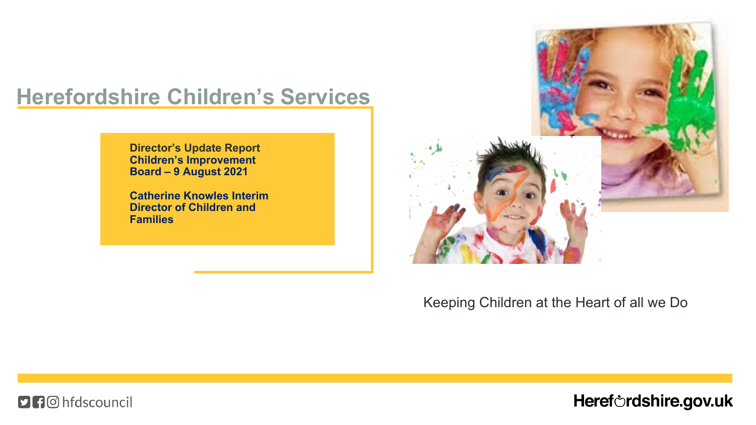# Herefordshire Children's Services

**Director's Update Report Children's Improvement Board – 9 August 2021**

**Catherine Knowles Interim Director of Children and Families**

Keeping Children at the Heart of all we Do

hfdscouncil

Herefordshire.gov.uk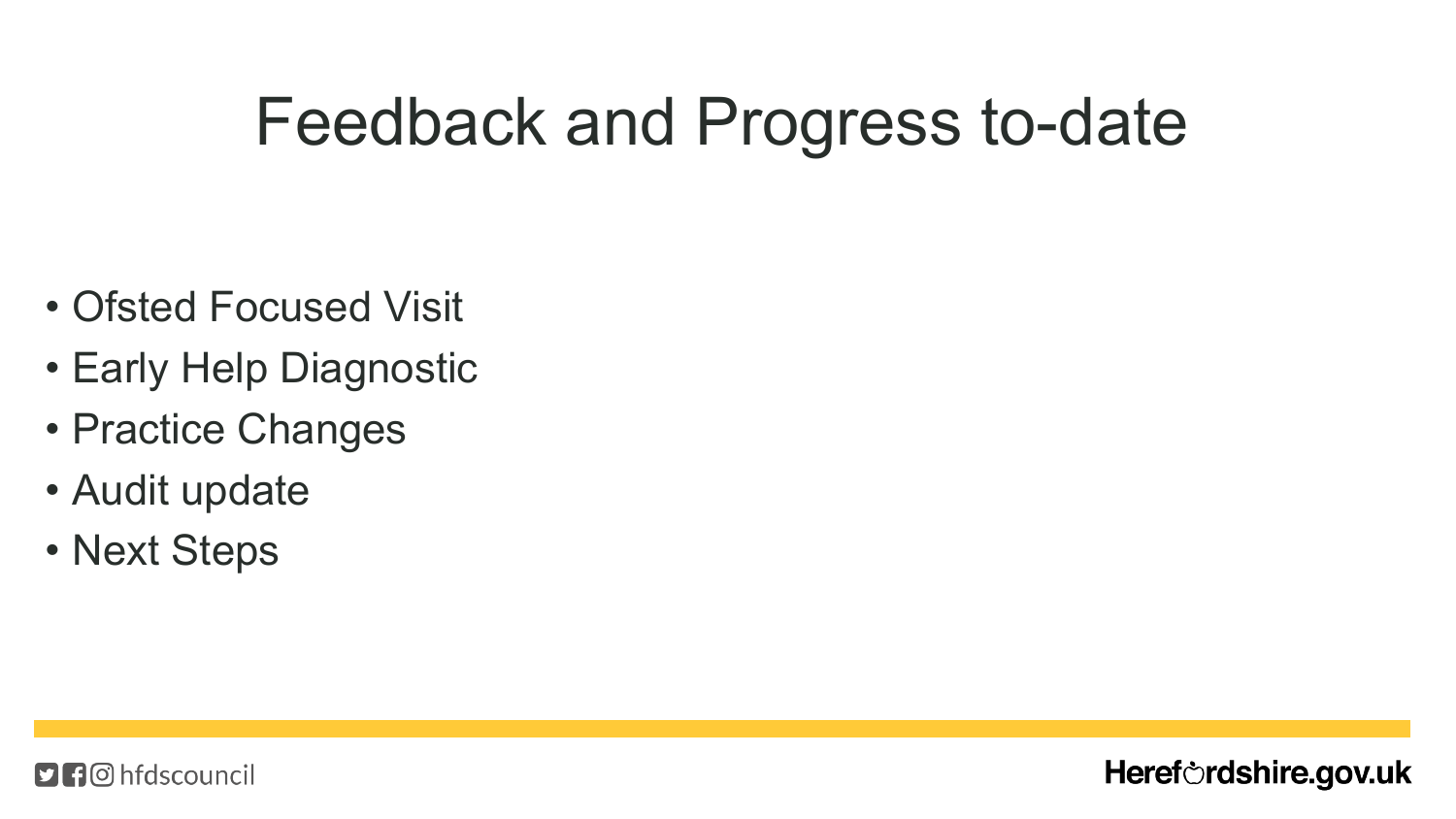# Feedback and Progress to-date

- Ofsted Focused Visit
- Early Help Diagnostic
- Practice Changes
- Audit update
- Next Steps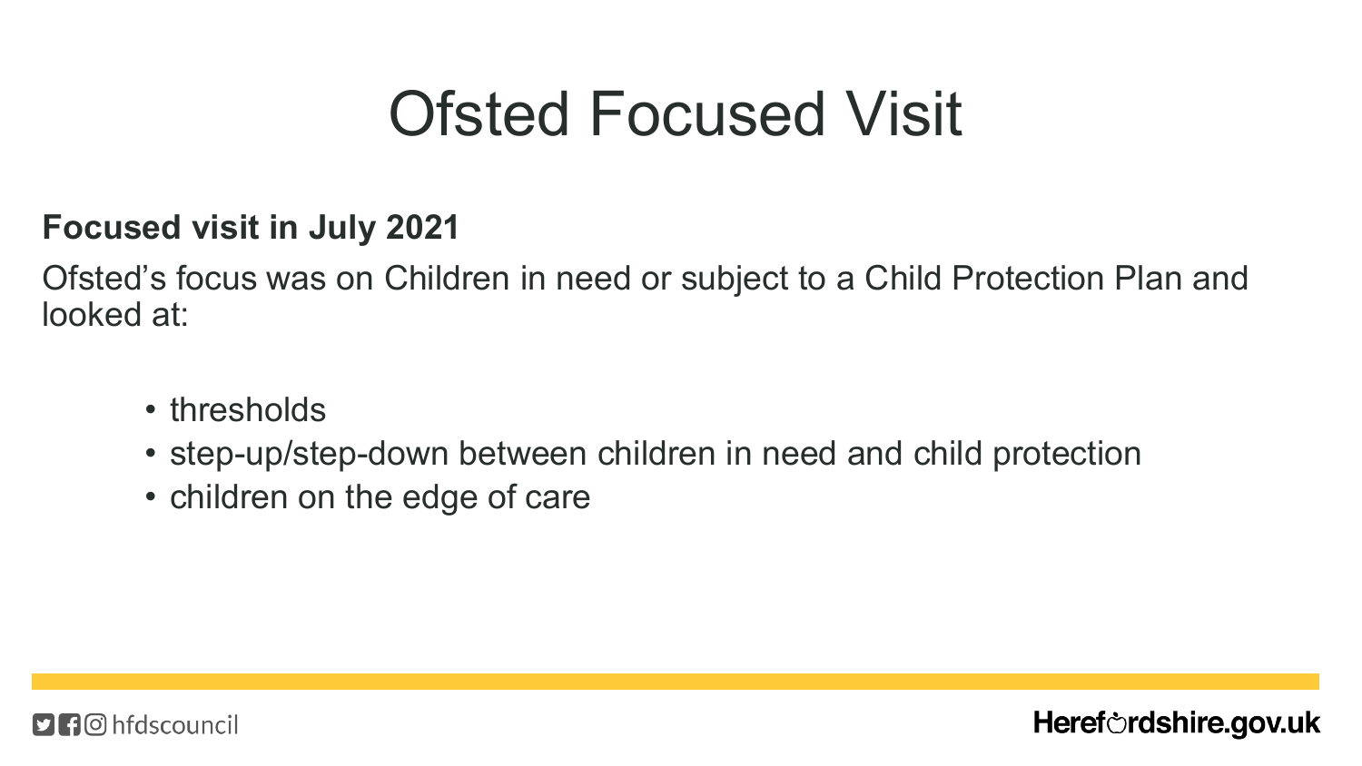# Ofsted Focused Visit

**Focused visit in July 2021**

Ofsted's focus was on Children in need or subject to a Child Protection Plan and looked at:

- thresholds
- step-up/step-down between children in need and child protection
- children on the edge of care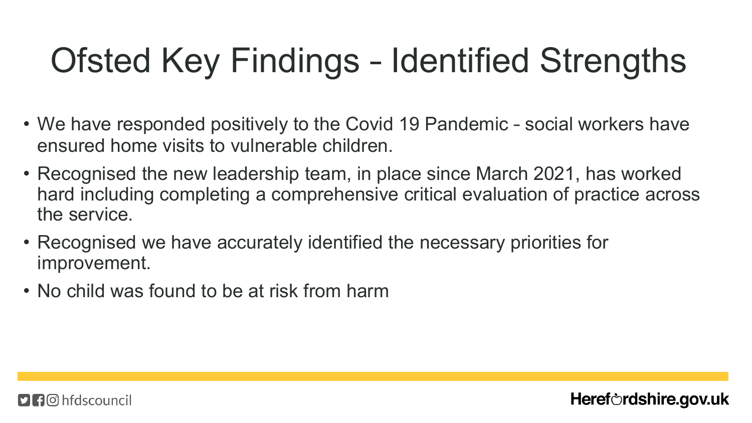# Ofsted Key Findings – Identified Strengths

- We have responded positively to the Covid 19 Pandemic – social workers have ensured home visits to vulnerable children.
- Recognised the new leadership team, in place since March 2021, has worked hard including completing a comprehensive critical evaluation of practice across the service.
- Recognised we have accurately identified the necessary priorities for improvement.
- No child was found to be at risk from harm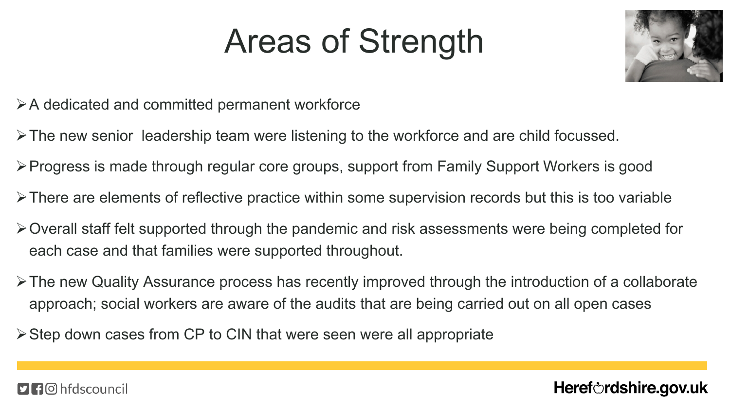# Areas of Strength

- A dedicated and committed permanent workforce
- The new senior  leadership team were listening to the workforce and are child focussed.
- Progress is made through regular core groups, support from Family Support Workers is good
- There are elements of reflective practice within some supervision records but this is too variable
- Overall staff felt supported through the pandemic and risk assessments were being completed for each case and that families were supported throughout.
- The new Quality Assurance process has recently improved through the introduction of a collaborate approach; social workers are aware of the audits that are being carried out on all open cases
- Step down cases from CP to CIN that were seen were all appropriate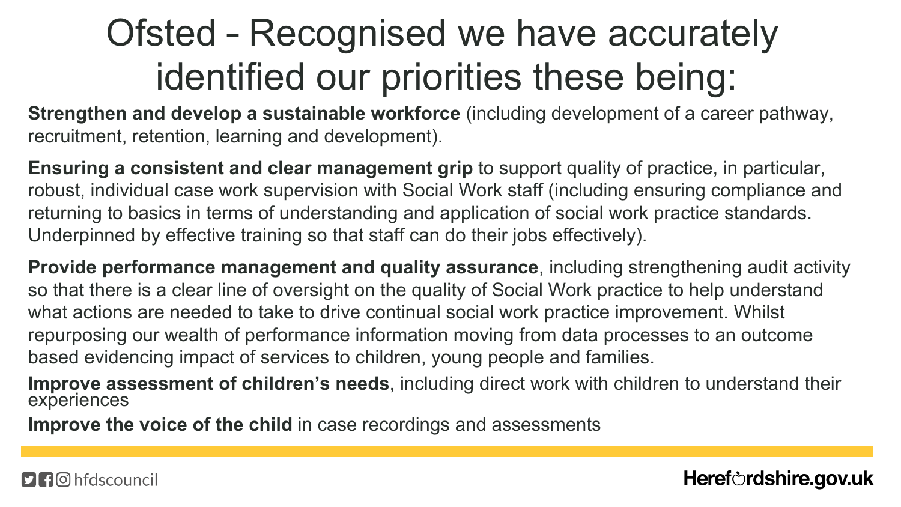# Ofsted – Recognised we have accurately identified our priorities these being:

**Strengthen and develop a sustainable workforce** (including development of a career pathway, recruitment, retention, learning and development).

**Ensuring a consistent and clear management grip** to support quality of practice, in particular, robust, individual case work supervision with Social Work staff (including ensuring compliance and returning to basics in terms of understanding and application of social work practice standards. Underpinned by effective training so that staff can do their jobs effectively).

**Provide performance management and quality assurance**, including strengthening audit activity so that there is a clear line of oversight on the quality of Social Work practice to help understand what actions are needed to take to drive continual social work practice improvement. Whilst repurposing our wealth of performance information moving from data processes to an outcome based evidencing impact of services to children, young people and families.

**Improve assessment of children's needs**, including direct work with children to understand their experiences

**Improve the voice of the child** in case recordings and assessments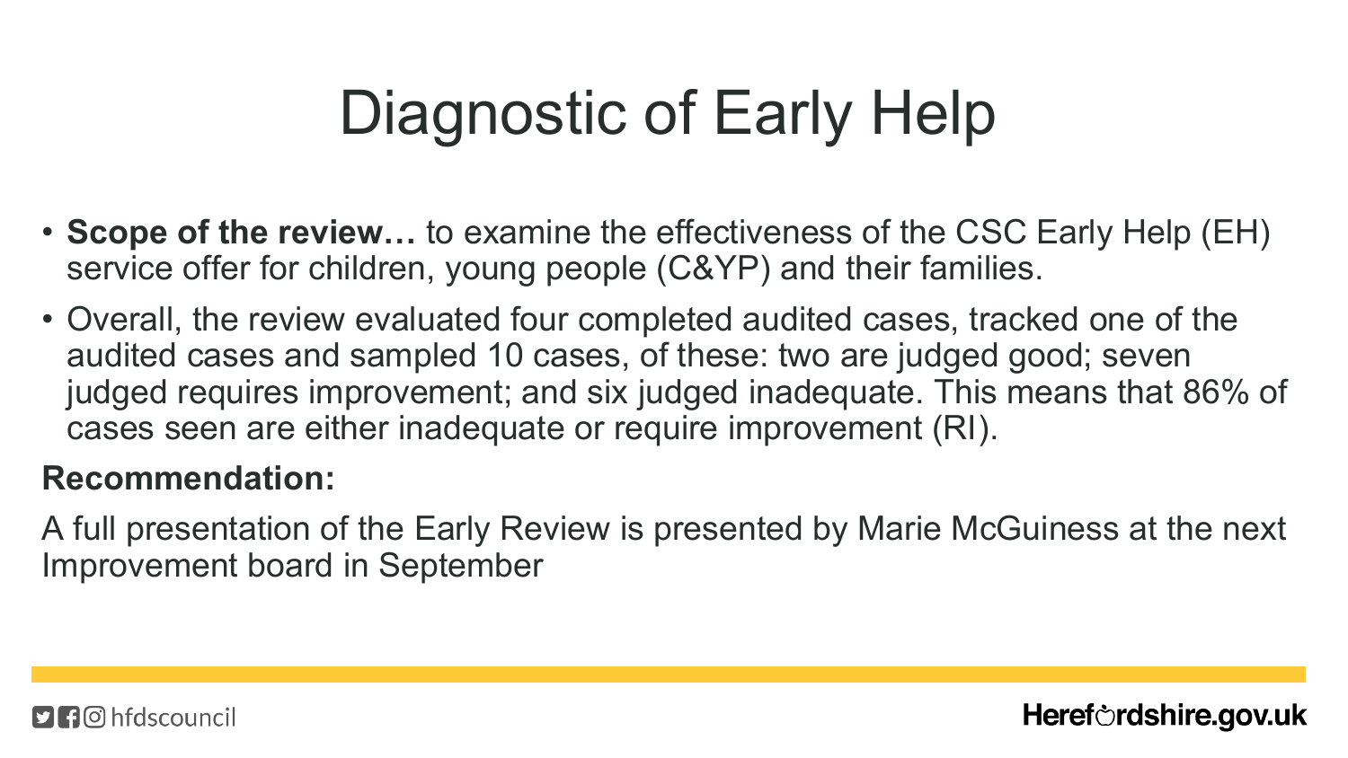# Diagnostic of Early Help

- **Scope of the review…** to examine the effectiveness of the CSC Early Help (EH) service offer for children, young people (C&YP) and their families.
- Overall, the review evaluated four completed audited cases, tracked one of the audited cases and sampled 10 cases, of these: two are judged good; seven judged requires improvement; and six judged inadequate. This means that 86% of cases seen are either inadequate or require improvement (RI).

**Recommendation:**

A full presentation of the Early Review is presented by Marie McGuiness at the next Improvement board in September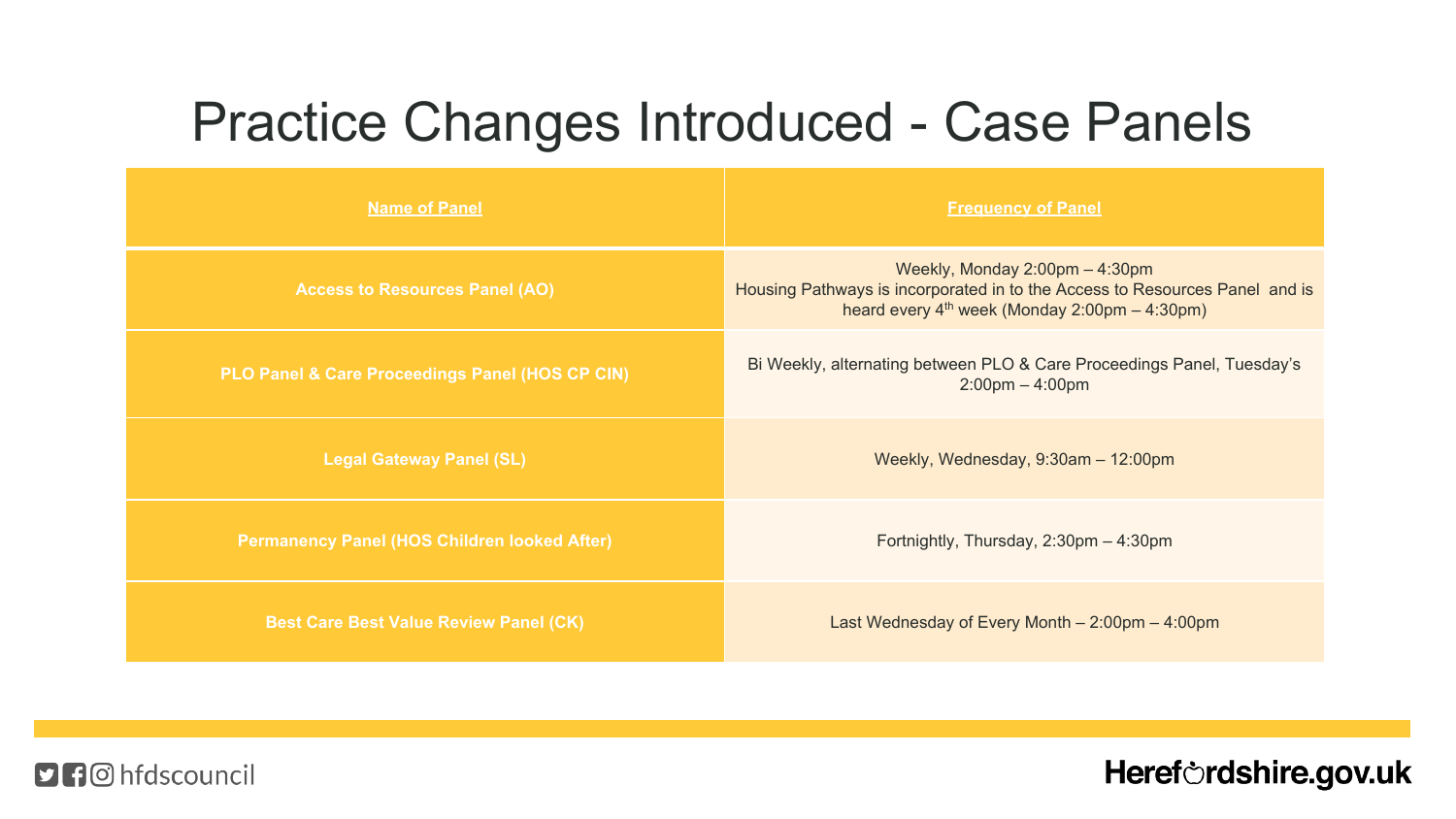# Practice Changes Introduced - Case Panels

| Name of Panel | Frequency of Panel |
|---|---|
| **Access to Resources Panel (AO)** | Weekly, Monday 2:00pm – 4:30pm<br>Housing Pathways is incorporated in to the Access to Resources Panel and is heard every 4th week (Monday 2:00pm – 4:30pm) |
| **PLO Panel & Care Proceedings Panel (HOS CP CIN)** | Bi Weekly, alternating between PLO & Care Proceedings Panel, Tuesday's 2:00pm – 4:00pm |
| **Legal Gateway Panel (SL)** | Weekly, Wednesday, 9:30am – 12:00pm |
| **Permanency Panel (HOS Children looked After)** | Fortnightly, Thursday, 2:30pm – 4:30pm |
| **Best Care Best Value Review Panel (CK)** | Last Wednesday of Every Month – 2:00pm – 4:00pm |

hfdscouncil

Herefordshire.gov.uk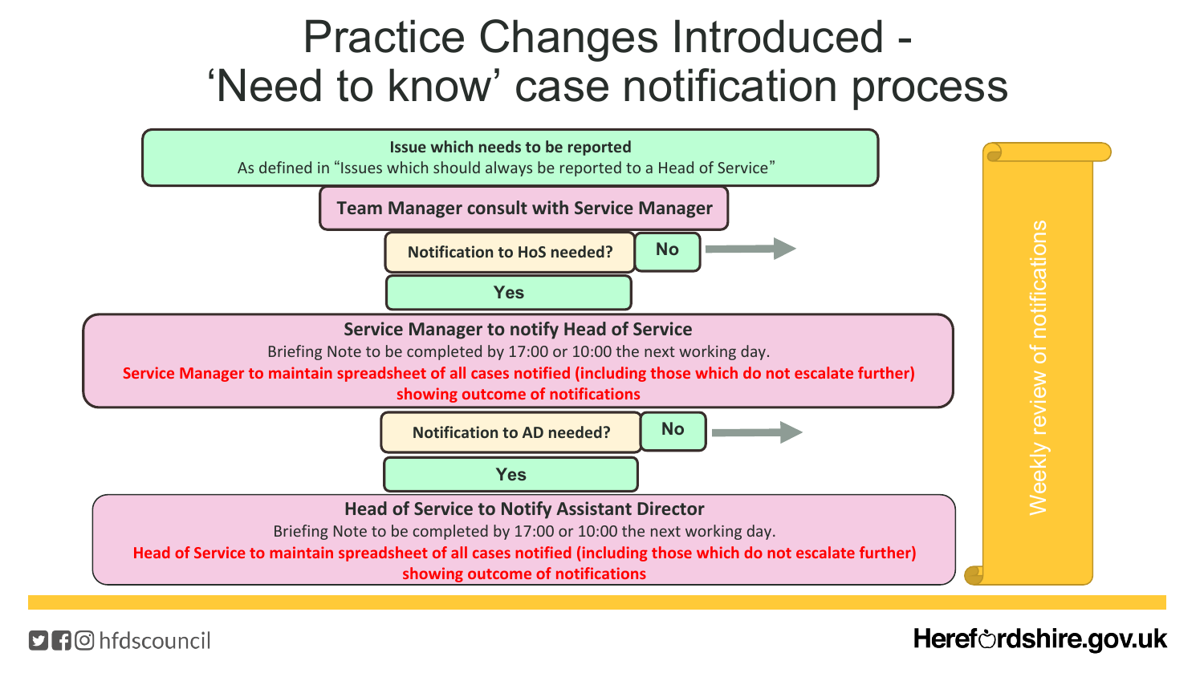# Practice Changes Introduced - 'Need to know' case notification process

**Issue which needs to be reported**
As defined in "Issues which should always be reported to a Head of Service"

**Team Manager consult with Service Manager**

**Notification to HoS needed?** — **No** →

**Yes**

**Service Manager to notify Head of Service**
Briefing Note to be completed by 17:00 or 10:00 the next working day.
**Service Manager to maintain spreadsheet of all cases notified (including those which do not escalate further) showing outcome of notifications**

**Notification to AD needed?** — **No** →

**Yes**

**Head of Service to Notify Assistant Director**
Briefing Note to be completed by 17:00 or 10:00 the next working day.
**Head of Service to maintain spreadsheet of all cases notified (including those which do not escalate further) showing outcome of notifications**

Weekly review of notifications

hfdscouncil

Herefordshire.gov.uk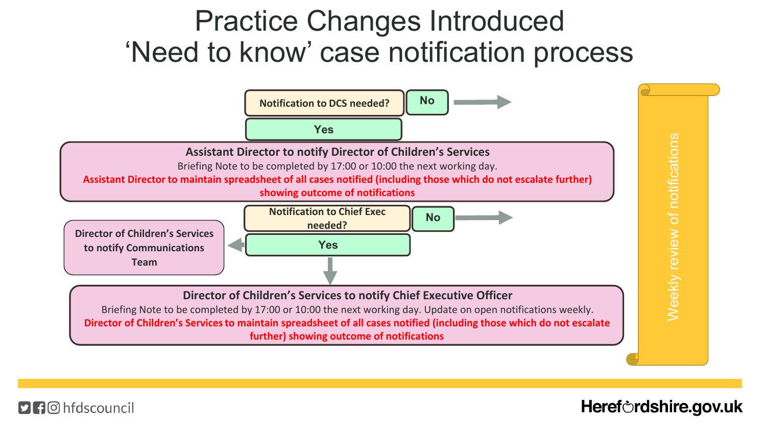# Practice Changes Introduced
# 'Need to know' case notification process

**Notification to DCS needed?**

**No** →

**Yes**

**Assistant Director to notify Director of Children's Services**

Briefing Note to be completed by 17:00 or 10:00 the next working day.

**Assistant Director to maintain spreadsheet of all cases notified (including those which do not escalate further) showing outcome of notifications**

**Notification to Chief Exec needed?**

**No** →

**Yes**

**Director of Children's Services to notify Communications Team**

**Director of Children's Services to notify Chief Executive Officer**

Briefing Note to be completed by 17:00 or 10:00 the next working day. Update on open notifications weekly.

**Director of Children's Services to maintain spreadsheet of all cases notified (including those which do not escalate further) showing outcome of notifications**

Weekly review of notifications

hfdscouncil

Herefordshire.gov.uk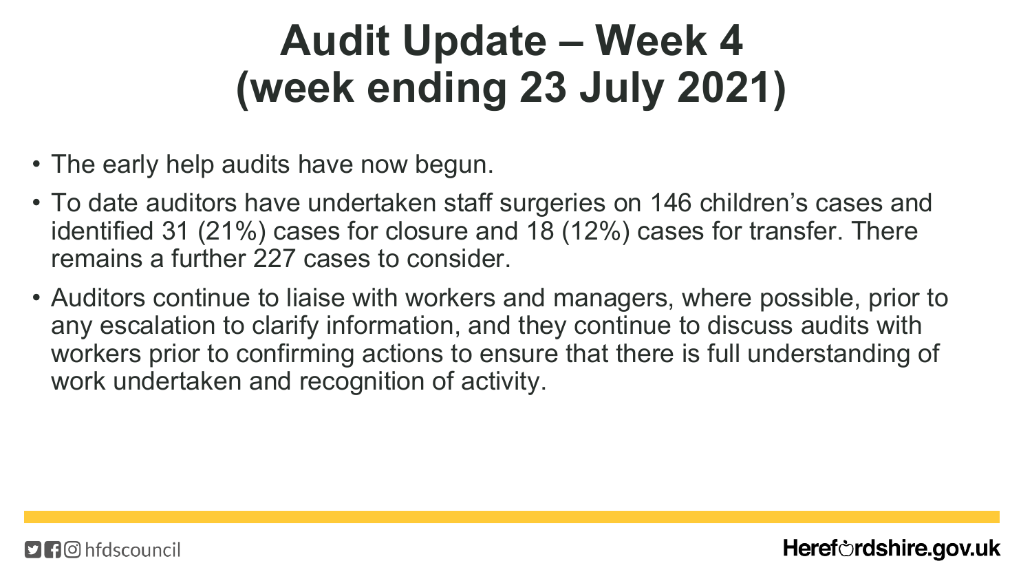# Audit Update – Week 4 (week ending 23 July 2021)

- The early help audits have now begun.
- To date auditors have undertaken staff surgeries on 146 children's cases and identified 31 (21%) cases for closure and 18 (12%) cases for transfer. There remains a further 227 cases to consider.
- Auditors continue to liaise with workers and managers, where possible, prior to any escalation to clarify information, and they continue to discuss audits with workers prior to confirming actions to ensure that there is full understanding of work undertaken and recognition of activity.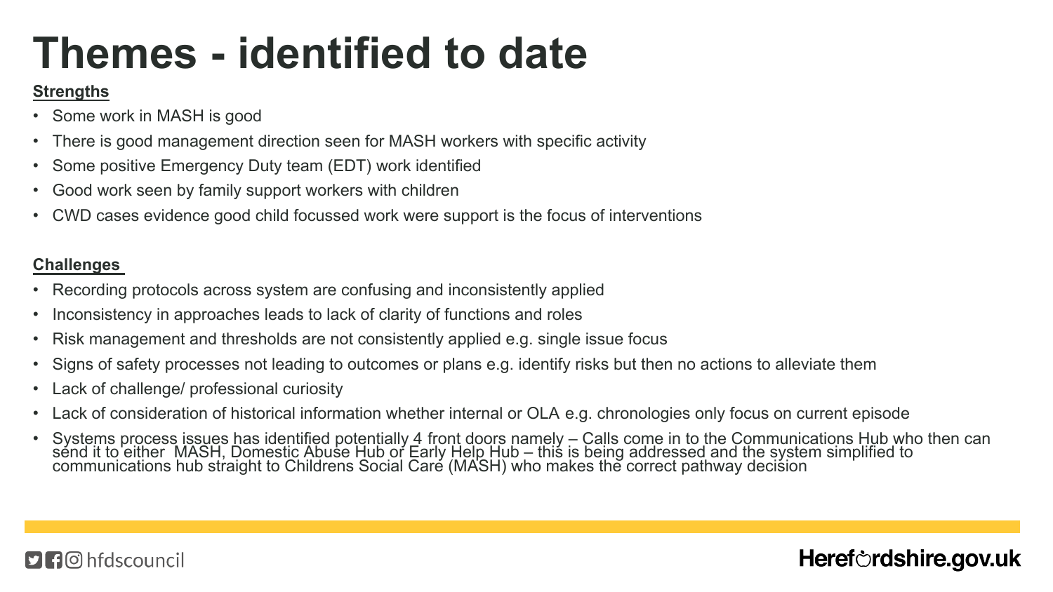# Themes - identified to date

**Strengths**

- Some work in MASH is good
- There is good management direction seen for MASH workers with specific activity
- Some positive Emergency Duty team (EDT) work identified
- Good work seen by family support workers with children
- CWD cases evidence good child focussed work were support is the focus of interventions

**Challenges**

- Recording protocols across system are confusing and inconsistently applied
- Inconsistency in approaches leads to lack of clarity of functions and roles
- Risk management and thresholds are not consistently applied e.g. single issue focus
- Signs of safety processes not leading to outcomes or plans e.g. identify risks but then no actions to alleviate them
- Lack of challenge/ professional curiosity
- Lack of consideration of historical information whether internal or OLA e.g. chronologies only focus on current episode
- Systems process issues has identified potentially 4 front doors namely – Calls come in to the Communications Hub who then can send it to either MASH, Domestic Abuse Hub or Early Help Hub – this is being addressed and the system simplified to communications hub straight to Childrens Social Care (MASH) who makes the correct pathway decision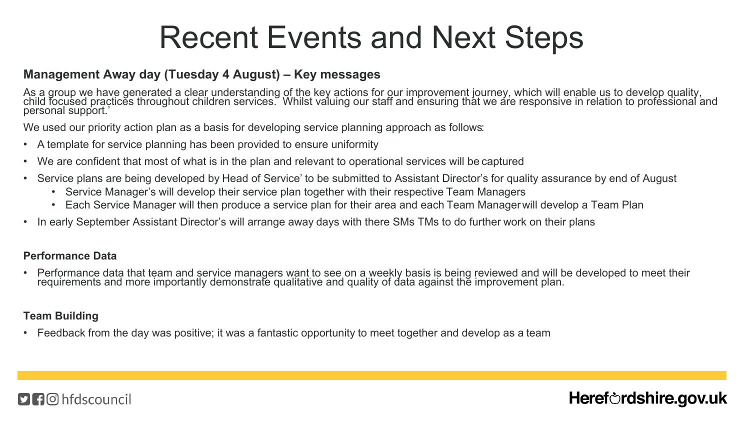# Recent Events and Next Steps

**Management Away day (Tuesday 4 August) – Key messages**

As a group we have generated a clear understanding of the key actions for our improvement journey, which will enable us to develop quality, child focused practices throughout children services. Whilst valuing our staff and ensuring that we are responsive in relation to professional and personal support.'

We used our priority action plan as a basis for developing service planning approach as follows:

- A template for service planning has been provided to ensure uniformity
- We are confident that most of what is in the plan and relevant to operational services will be captured
- Service plans are being developed by Head of Service' to be submitted to Assistant Director's for quality assurance by end of August
  - Service Manager's will develop their service plan together with their respective Team Managers
  - Each Service Manager will then produce a service plan for their area and each Team Manager will develop a Team Plan
- In early September Assistant Director's will arrange away days with there SMs TMs to do further work on their plans

**Performance Data**

- Performance data that team and service managers want to see on a weekly basis is being reviewed and will be developed to meet their requirements and more importantly demonstrate qualitative and quality of data against the improvement plan.

**Team Building**

- Feedback from the day was positive; it was a fantastic opportunity to meet together and develop as a team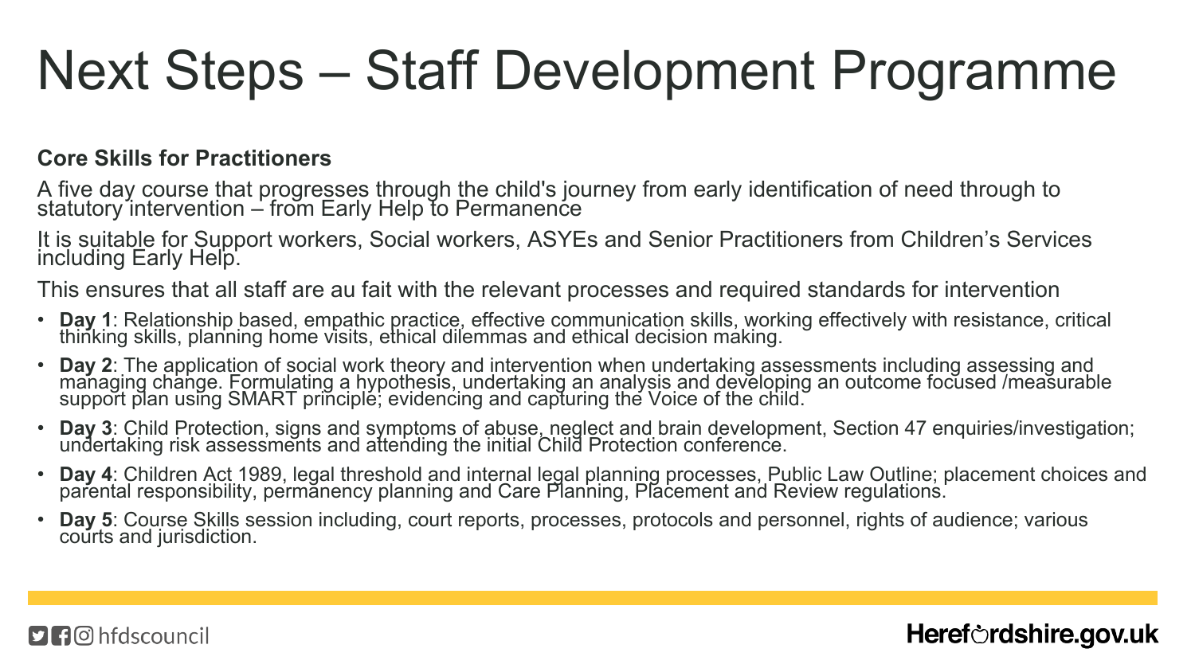# Next Steps – Staff Development Programme

**Core Skills for Practitioners**

A five day course that progresses through the child's journey from early identification of need through to statutory intervention – from Early Help to Permanence

It is suitable for Support workers, Social workers, ASYEs and Senior Practitioners from Children's Services including Early Help.

This ensures that all staff are au fait with the relevant processes and required standards for intervention

- **Day 1**: Relationship based, empathic practice, effective communication skills, working effectively with resistance, critical thinking skills, planning home visits, ethical dilemmas and ethical decision making.
- **Day 2**: The application of social work theory and intervention when undertaking assessments including assessing and managing change. Formulating a hypothesis, undertaking an analysis and developing an outcome focused /measurable support plan using SMART principle; evidencing and capturing the Voice of the child.
- **Day 3**: Child Protection, signs and symptoms of abuse, neglect and brain development, Section 47 enquiries/investigation; undertaking risk assessments and attending the initial Child Protection conference.
- **Day 4**: Children Act 1989, legal threshold and internal legal planning processes, Public Law Outline; placement choices and parental responsibility, permanency planning and Care Planning, Placement and Review regulations.
- **Day 5**: Course Skills session including, court reports, processes, protocols and personnel, rights of audience; various courts and jurisdiction.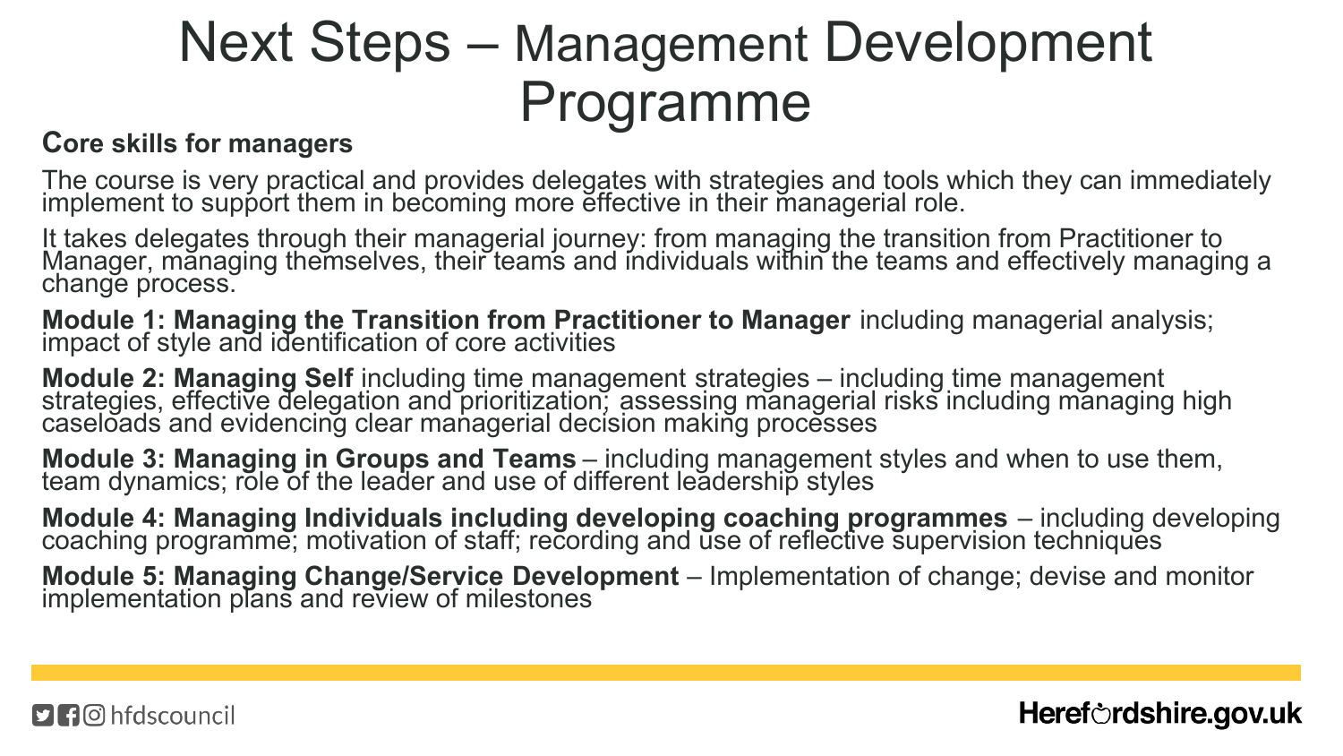# Next Steps – Management Development Programme

**Core skills for managers**

The course is very practical and provides delegates with strategies and tools which they can immediately implement to support them in becoming more effective in their managerial role.

It takes delegates through their managerial journey: from managing the transition from Practitioner to Manager, managing themselves, their teams and individuals within the teams and effectively managing a change process.

**Module 1: Managing the Transition from Practitioner to Manager** including managerial analysis; impact of style and identification of core activities

**Module 2: Managing Self** including time management strategies – including time management strategies, effective delegation and prioritization; assessing managerial risks including managing high caseloads and evidencing clear managerial decision making processes

**Module 3: Managing in Groups and Teams** – including management styles and when to use them, team dynamics; role of the leader and use of different leadership styles

**Module 4: Managing Individuals including developing coaching programmes** – including developing coaching programme; motivation of staff; recording and use of reflective supervision techniques

**Module 5: Managing Change/Service Development** – Implementation of change; devise and monitor implementation plans and review of milestones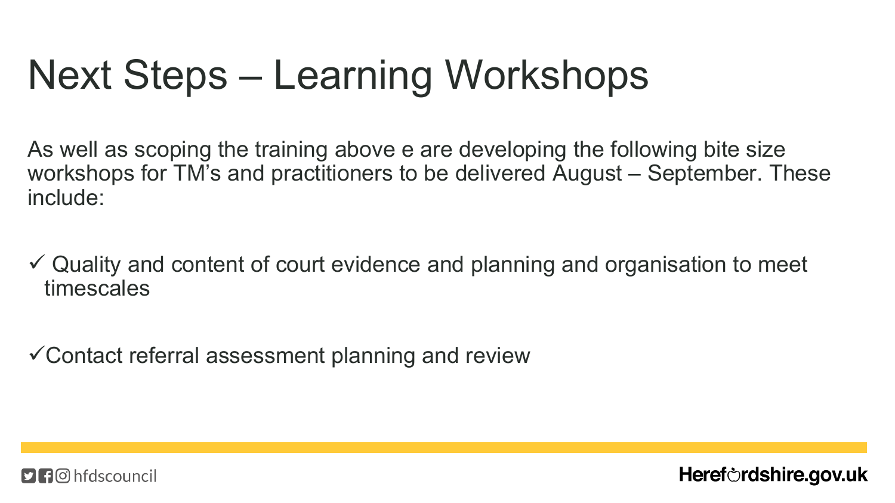# Next Steps – Learning Workshops

As well as scoping the training above e are developing the following bite size workshops for TM's and practitioners to be delivered August – September. These include:

- ✓ Quality and content of court evidence and planning and organisation to meet timescales
- ✓ Contact referral assessment planning and review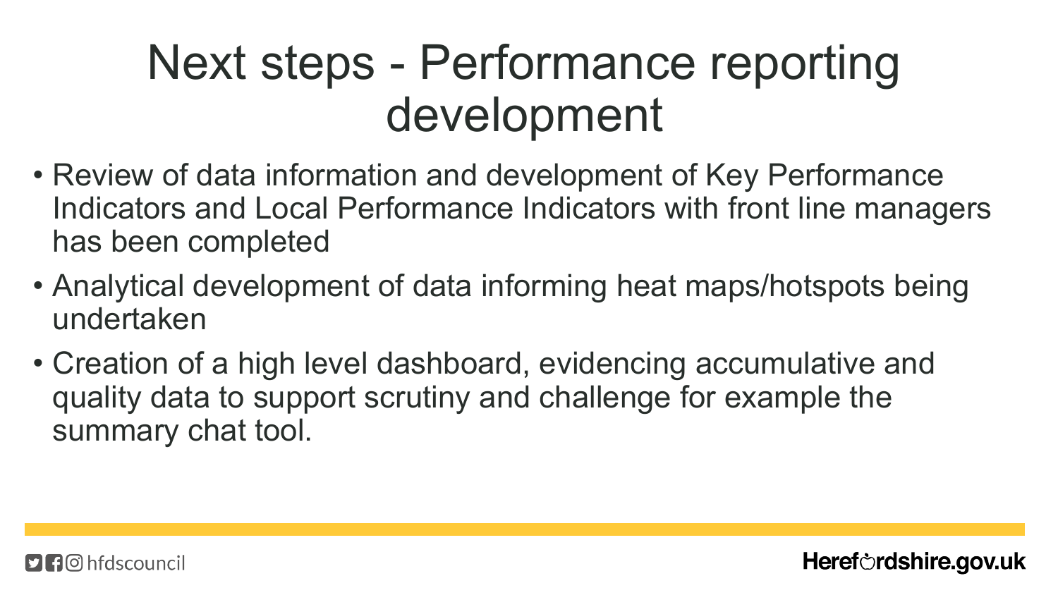# Next steps - Performance reporting development

- Review of data information and development of Key Performance Indicators and Local Performance Indicators with front line managers has been completed
- Analytical development of data informing heat maps/hotspots being undertaken
- Creation of a high level dashboard, evidencing accumulative and quality data to support scrutiny and challenge for example the summary chat tool.